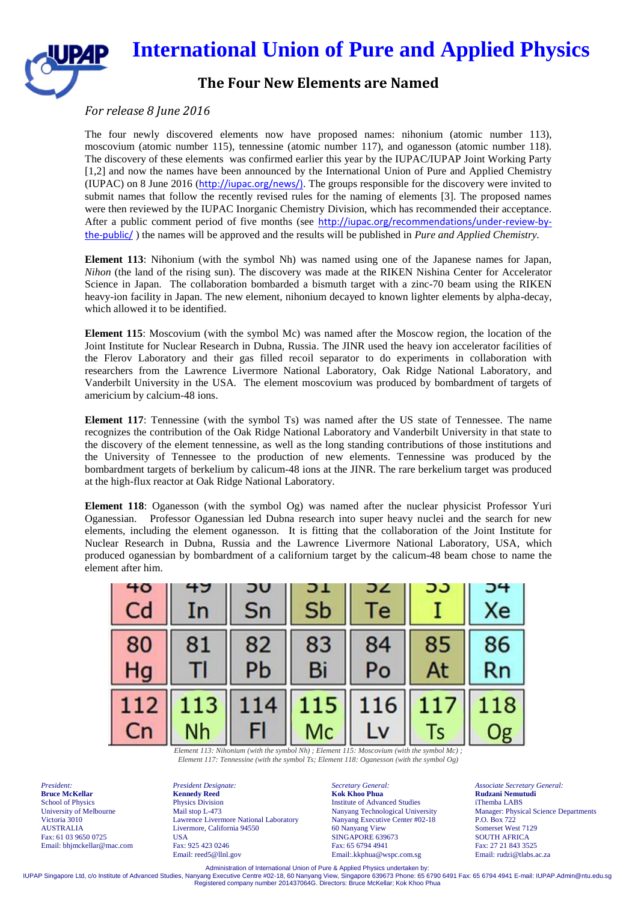# International Union of Pure and Applied Physics

## The Four New Elements are Named

*For release 8 June 2016*

The four newly discovered elements now have proposed names: nihonium (atomic number 113), moscovium (atomic number 115), tennessine (atomic number 117), and oganesson (atomic number 118). The discovery of these elements was confirmed earlier this year by the IUPAC/IUPAP Joint Working Party [1,2] and now the names have been announced by the International Union of Pure and Applied Chemistry (IUPAC) on 8 June 2016 (http://iupac.org/news/). The groups responsible for the discovery were invited to submit names that follow the recently revised rules for the naming of elements [3]. The proposed names were then reviewed by the IUPAC Inorganic Chemistry Division, which has recommended their acceptance. After a public comment period of five months (see http://iupac.org/recommendations/under-review-by-the-public/ ) the names will be approved and the results will be published in *Pure and Applied Chemistry.*

**Element 113**: Nihonium (with the symbol Nh) was named using one of the Japanese names for Japan, *Nihon* (the land of the rising sun). The discovery was made at the RIKEN Nishina Center for Accelerator Science in Japan. The collaboration bombarded a bismuth target with a zinc-70 beam using the RIKEN heavy-ion facility in Japan. The new element, nihonium decayed to known lighter elements by alpha-decay, which allowed it to be identified.

**Element 115**: Moscovium (with the symbol Mc) was named after the Moscow region, the location of the Joint Institute for Nuclear Research in Dubna, Russia. The JINR used the heavy ion accelerator facilities of the Flerov Laboratory and their gas filled recoil separator to do experiments in collaboration with researchers from the Lawrence Livermore National Laboratory, Oak Ridge National Laboratory, and Vanderbilt University in the USA. The element moscovium was produced by bombardment of targets of americium by calcium-48 ions.

**Element 117**: Tennessine (with the symbol Ts) was named after the US state of Tennessee. The name recognizes the contribution of the Oak Ridge National Laboratory and Vanderbilt University in that state to the discovery of the element tennessine, as well as the long standing contributions of those institutions and the University of Tennessee to the production of new elements. Tennessine was produced by the bombardment targets of berkelium by calicum-48 ions at the JINR. The rare berkelium target was produced at the high-flux reactor at Oak Ridge National Laboratory.

**Element 118**: Oganesson (with the symbol Og) was named after the nuclear physicist Professor Yuri Oganessian. Professor Oganessian led Dubna research into super heavy nuclei and the search for new elements, including the element oganesson. It is fitting that the collaboration of the Joint Institute for Nuclear Research in Dubna, Russia and the Lawrence Livermore National Laboratory, USA, which produced oganessian by bombardment of a californium target by the calicum-48 beam chose to name the element after him.

| 48 Cd | 49 In | 50 Sn | 51 Sb | 52 Te | 53 I | 54 Xe |
|---|---|---|---|---|---|---|
| 80 Hg | 81 Tl | 82 Pb | 83 Bi | 84 Po | 85 At | 86 Rn |
| 112 Cn | 113 Nh | 114 Fl | 115 Mc | 116 Lv | 117 Ts | 118 Og |

*Element 113: Nihonium (with the symbol Nh) ; Element 115: Moscovium (with the symbol Mc) ; Element 117: Tennessine (with the symbol Ts; Element 118: Oganesson (with the symbol Og)*

*President:*
**Bruce McKellar**
School of Physics
University of Melbourne
Victoria 3010
AUSTRALIA
Fax: 61 03 9650 0725
Email: bhjmckellar@mac.com

*President Designate:*
**Kennedy Reed**
Physics Division
Mail stop L-473
Lawrence Livermore National Laboratory
Livermore, California 94550
USA
Fax: 925 423 0246
Email: reed5@llnl.gov

*Secretary General:*
**Kok Khoo Phua**
Institute of Advanced Studies
Nanyang Technological University
Nanyang Executive Center #02-18
60 Nanyang View
SINGAPORE 639673
Fax: 65 6794 4941
Email:.kkphua@wspc.com.sg

*Associate Secretary General:*
**Rudzani Nemutudi**
iThemba LABS
Manager: Physical Science Departments
P.O. Box 722
Somerset West 7129
SOUTH AFRICA
Fax: 27 21 843 3525
Email: rudzi@tlabs.ac.za

Administration of International Union of Pure & Applied Physics undertaken by:
IUPAP Singapore Ltd, c/o Institute of Advanced Studies, Nanyang Executive Centre #02-18, 60 Nanyang View, Singapore 639673 Phone: 65 6790 6491 Fax: 65 6794 4941 E-mail: IUPAP.Admin@ntu.edu.sg
Registered company number 201437064G. Directors: Bruce McKellar; Kok Khoo Phua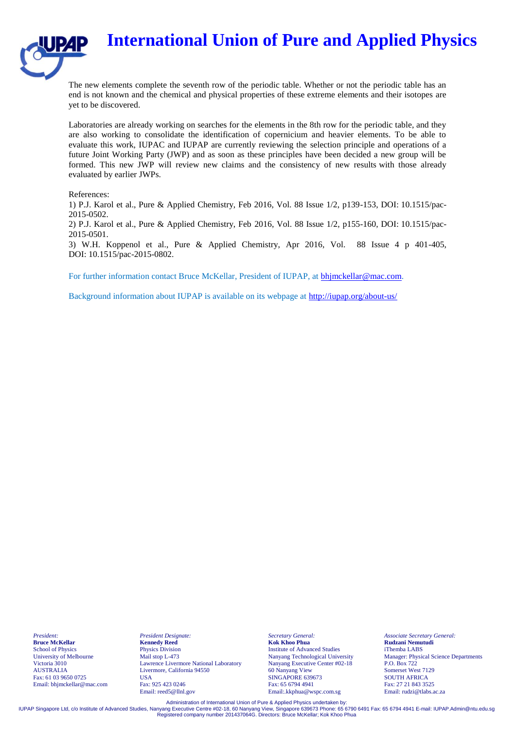The new elements complete the seventh row of the periodic table. Whether or not the periodic table has an end is not known and the chemical and physical properties of these extreme elements and their isotopes are yet to be discovered.

Laboratories are already working on searches for the elements in the 8th row for the periodic table, and they are also working to consolidate the identification of copernicium and heavier elements. To be able to evaluate this work, IUPAC and IUPAP are currently reviewing the selection principle and operations of a future Joint Working Party (JWP) and as soon as these principles have been decided a new group will be formed. This new JWP will review new claims and the consistency of new results with those already evaluated by earlier JWPs.

References:

1) P.J. Karol et al., Pure & Applied Chemistry, Feb 2016, Vol. 88 Issue 1/2, p139-153, DOI: 10.1515/pac-2015-0502.

2) P.J. Karol et al., Pure & Applied Chemistry, Feb 2016, Vol. 88 Issue 1/2, p155-160, DOI: 10.1515/pac-2015-0501.

3) W.H. Koppenol et al., Pure & Applied Chemistry, Apr 2016, Vol. 88 Issue 4 p 401-405, DOI: 10.1515/pac-2015-0802.

For further information contact Bruce McKellar, President of IUPAP, at bhjmckellar@mac.com.

Background information about IUPAP is available on its webpage at http://iupap.org/about-us/

*President:*
**Bruce McKellar**
School of Physics
University of Melbourne
Victoria 3010
AUSTRALIA
Fax: 61 03 9650 0725
Email: bhjmckellar@mac.com

*President Designate:*
**Kennedy Reed**
Physics Division
Mail stop L-473
Lawrence Livermore National Laboratory
Livermore, California 94550
USA
Fax: 925 423 0246
Email: reed5@llnl.gov

*Secretary General:*
**Kok Khoo Phua**
Institute of Advanced Studies
Nanyang Technological University
Nanyang Executive Center #02-18
60 Nanyang View
SINGAPORE 639673
Fax: 65 6794 4941
Email:.kkphua@wspc.com.sg

*Associate Secretary General:*
**Rudzani Nemutudi**
iThemba LABS
Manager: Physical Science Departments
P.O. Box 722
Somerset West 7129
SOUTH AFRICA
Fax: 27 21 843 3525
Email: rudzi@tlabs.ac.za

Administration of International Union of Pure & Applied Physics undertaken by:
IUPAP Singapore Ltd, c/o Institute of Advanced Studies, Nanyang Executive Centre #02-18, 60 Nanyang View, Singapore 639673 Phone: 65 6790 6491 Fax: 65 6794 4941 E-mail: IUPAP.Admin@ntu.edu.sg
Registered company number 201437064G. Directors: Bruce McKellar; Kok Khoo Phua